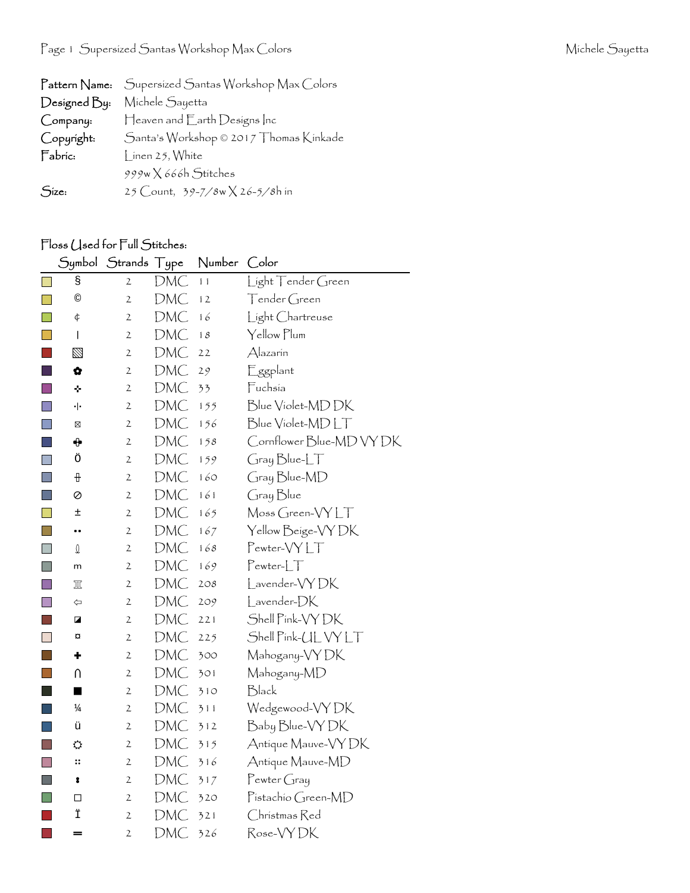| | |
|---|---|
| **Pattern Name:** | Supersized Santas Workshop Max Colors |
| **Designed By:** | Michele Sayetta |
| **Company:** | Heaven and Earth Designs Inc |
| **Copyright:** | Santa's Workshop © 2017 Thomas Kinkade |
| **Fabric:** | Linen 25, White |
| | 999w X 666h Stitches |
| **Size:** | 25 Count, 39-7/8w X 26-5/8h in |

## Floss Used for Full Stitches:

| Symbol | Strands | Type | Number | Color |
|---|---|---|---|---|
| § | 2 | DMC | 11 | Light Tender Green |
| © | 2 | DMC | 12 | Tender Green |
| ¢ | 2 | DMC | 16 | Light Chartreuse |
| \| | 2 | DMC | 18 | Yellow Plum |
| ▧ | 2 | DMC | 22 | Alazarin |
| ✿ | 2 | DMC | 29 | Eggplant |
| ✜ | 2 | DMC | 33 | Fuchsia |
| ·\|· | 2 | DMC | 155 | Blue Violet-MD DK |
| ⊠ | 2 | DMC | 156 | Blue Violet-MD LT |
| ✚ | 2 | DMC | 158 | Cornflower Blue-MD VY DK |
| Ö | 2 | DMC | 159 | Gray Blue-LT |
| ǂ | 2 | DMC | 160 | Gray Blue-MD |
| ⊘ | 2 | DMC | 161 | Gray Blue |
| ± | 2 | DMC | 165 | Moss Green-VY LT |
| •• | 2 | DMC | 167 | Yellow Beige-VY DK |
| 0 | 2 | DMC | 168 | Pewter-VY LT |
| m | 2 | DMC | 169 | Pewter-LT |
| ♖ | 2 | DMC | 208 | Lavender-VY DK |
| ⇦ | 2 | DMC | 209 | Lavender-DK |
| ◪ | 2 | DMC | 221 | Shell Pink-VY DK |
| ¤ | 2 | DMC | 225 | Shell Pink-UL VY LT |
| ✚ | 2 | DMC | 300 | Mahogany-VY DK |
| ∩ | 2 | DMC | 301 | Mahogany-MD |
| ■ | 2 | DMC | 310 | Black |
| ¼ | 2 | DMC | 311 | Wedgewood-VY DK |
| ü | 2 | DMC | 312 | Baby Blue-VY DK |
| ☼ | 2 | DMC | 315 | Antique Mauve-VY DK |
| :: | 2 | DMC | 316 | Antique Mauve-MD |
| ⁑ | 2 | DMC | 317 | Pewter Gray |
| □ | 2 | DMC | 320 | Pistachio Green-MD |
| Ï | 2 | DMC | 321 | Christmas Red |
| = | 2 | DMC | 326 | Rose-VY DK |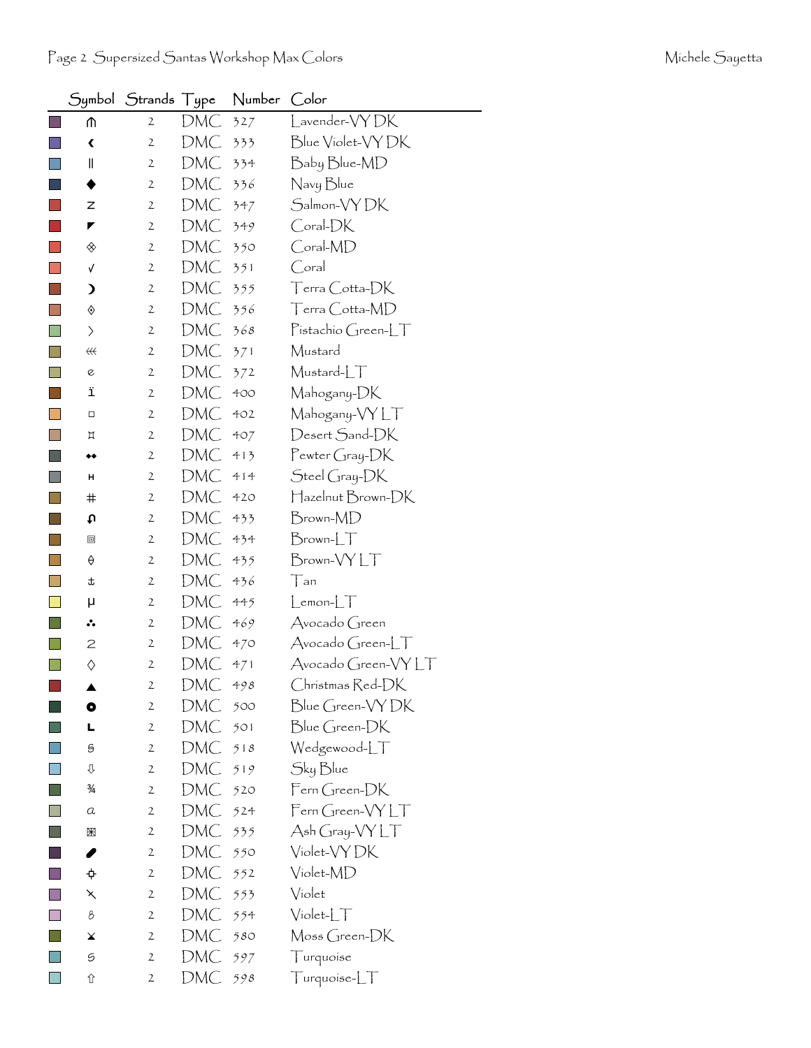| | Symbol | Strands | Type | Number | Color |
|---|---|---|---|---|---|
| | ⋒ | 2 | DMC | 327 | Lavender-VY DK |
| | ‹ | 2 | DMC | 333 | Blue Violet-VY DK |
| | ‖ | 2 | DMC | 334 | Baby Blue-MD |
| | ◆ | 2 | DMC | 336 | Navy Blue |
| | z | 2 | DMC | 347 | Salmon-VY DK |
| | ◤ | 2 | DMC | 349 | Coral-DK |
| | ◈ | 2 | DMC | 350 | Coral-MD |
| | √ | 2 | DMC | 351 | Coral |
| | ☽ | 2 | DMC | 355 | Terra Cotta-DK |
| | ◊ | 2 | DMC | 356 | Terra Cotta-MD |
| | › | 2 | DMC | 368 | Pistachio Green-LT |
| | ⋘ | 2 | DMC | 371 | Mustard |
| | e | 2 | DMC | 372 | Mustard-LT |
| | ï | 2 | DMC | 400 | Mahogany-DK |
| | ◻ | 2 | DMC | 402 | Mahogany-VY LT |
| | ¤ | 2 | DMC | 407 | Desert Sand-DK |
| | ◆◆ | 2 | DMC | 413 | Pewter Gray-DK |
| | н | 2 | DMC | 414 | Steel Gray-DK |
| | # | 2 | DMC | 420 | Hazelnut Brown-DK |
| | ↶ | 2 | DMC | 433 | Brown-MD |
| | ▣ | 2 | DMC | 434 | Brown-LT |
| | θ | 2 | DMC | 435 | Brown-VY LT |
| | ⚓ | 2 | DMC | 436 | Tan |
| | μ | 2 | DMC | 445 | Lemon-LT |
| | ∴ | 2 | DMC | 469 | Avocado Green |
| | 2 | 2 | DMC | 470 | Avocado Green-LT |
| | ◇ | 2 | DMC | 471 | Avocado Green-VY LT |
| | ▲ | 2 | DMC | 498 | Christmas Red-DK |
| | ● | 2 | DMC | 500 | Blue Green-VY DK |
| | L | 2 | DMC | 501 | Blue Green-DK |
| | § | 2 | DMC | 518 | Wedgewood-LT |
| | ⇩ | 2 | DMC | 519 | Sky Blue |
| | ¾ | 2 | DMC | 520 | Fern Green-DK |
| | a | 2 | DMC | 524 | Fern Green-VY LT |
| | ⊠ | 2 | DMC | 535 | Ash Gray-VY LT |
| | ✎ | 2 | DMC | 550 | Violet-VY DK |
| | ⊕ | 2 | DMC | 552 | Violet-MD |
| | ⤫ | 2 | DMC | 553 | Violet |
| | ß | 2 | DMC | 554 | Violet-LT |
| | ⨯ | 2 | DMC | 580 | Moss Green-DK |
| | ƨ | 2 | DMC | 597 | Turquoise |
| | ⇧ | 2 | DMC | 598 | Turquoise-LT |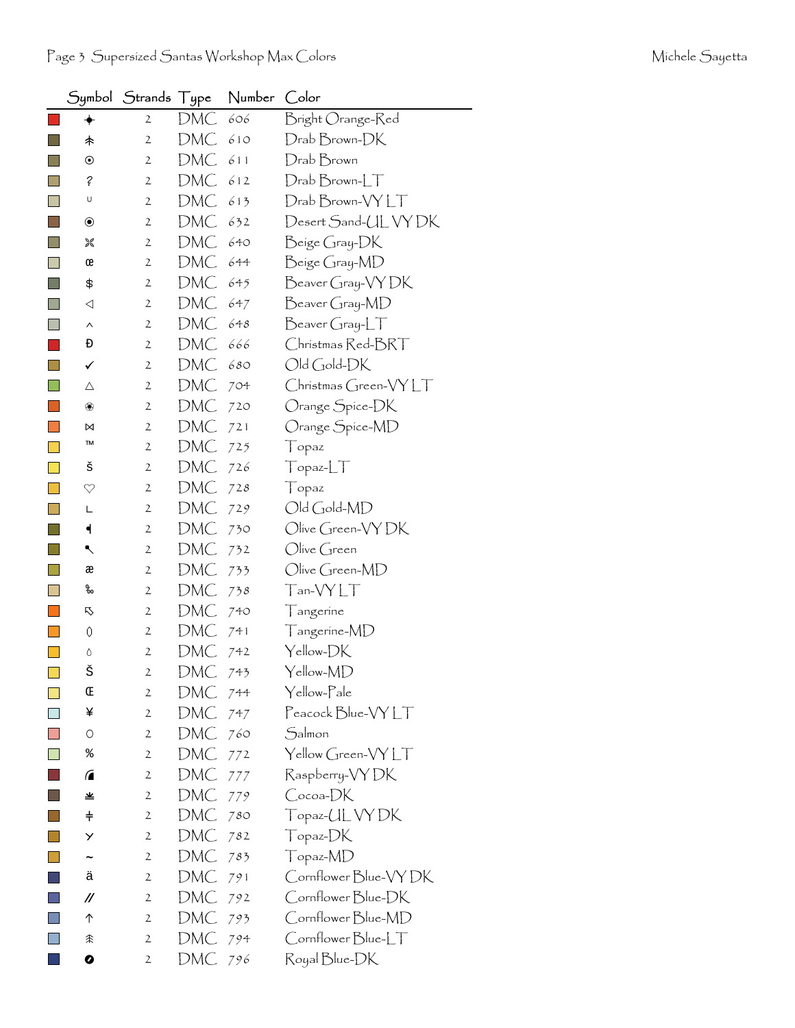| Symbol | Strands | Type | Number | Color |
|---|---|---|---|---|
| ✦ | 2 | DMC | 606 | Bright Orange-Red |
| ⺮ | 2 | DMC | 610 | Drab Brown-DK |
| ⊙ | 2 | DMC | 611 | Drab Brown |
| ? | 2 | DMC | 612 | Drab Brown-LT |
| ∪ | 2 | DMC | 613 | Drab Brown-VY LT |
| ◉ | 2 | DMC | 632 | Desert Sand-UL VY DK |
| ⌘ | 2 | DMC | 640 | Beige Gray-DK |
| œ | 2 | DMC | 644 | Beige Gray-MD |
| $ | 2 | DMC | 645 | Beaver Gray-VY DK |
| ◁ | 2 | DMC | 647 | Beaver Gray-MD |
| ^ | 2 | DMC | 648 | Beaver Gray-LT |
| Ð | 2 | DMC | 666 | Christmas Red-BRT |
| ✓ | 2 | DMC | 680 | Old Gold-DK |
| △ | 2 | DMC | 704 | Christmas Green-VY LT |
| ❀ | 2 | DMC | 720 | Orange Spice-DK |
| ⋈ | 2 | DMC | 721 | Orange Spice-MD |
| ™ | 2 | DMC | 725 | Topaz |
| š | 2 | DMC | 726 | Topaz-LT |
| ♡ | 2 | DMC | 728 | Topaz |
| L | 2 | DMC | 729 | Old Gold-MD |
| ◀ | 2 | DMC | 730 | Olive Green-VY DK |
| ↖ | 2 | DMC | 732 | Olive Green |
| æ | 2 | DMC | 733 | Olive Green-MD |
| ‰ | 2 | DMC | 738 | Tan-VY LT |
| ⇖ | 2 | DMC | 740 | Tangerine |
| 0 | 2 | DMC | 741 | Tangerine-MD |
| ◊ | 2 | DMC | 742 | Yellow-DK |
| Š | 2 | DMC | 743 | Yellow-MD |
| Œ | 2 | DMC | 744 | Yellow-Pale |
| ¥ | 2 | DMC | 747 | Peacock Blue-VY LT |
| ○ | 2 | DMC | 760 | Salmon |
| % | 2 | DMC | 772 | Yellow Green-VY LT |
| ◢ | 2 | DMC | 777 | Raspberry-VY DK |
| ⩡ | 2 | DMC | 779 | Cocoa-DK |
| ǂ | 2 | DMC | 780 | Topaz-UL VY DK |
| Y | 2 | DMC | 782 | Topaz-DK |
| ~ | 2 | DMC | 783 | Topaz-MD |
| ä | 2 | DMC | 791 | Cornflower Blue-VY DK |
| // | 2 | DMC | 792 | Cornflower Blue-DK |
| ↑ | 2 | DMC | 793 | Cornflower Blue-MD |
| ⺮ | 2 | DMC | 794 | Cornflower Blue-LT |
| ⊘ | 2 | DMC | 796 | Royal Blue-DK |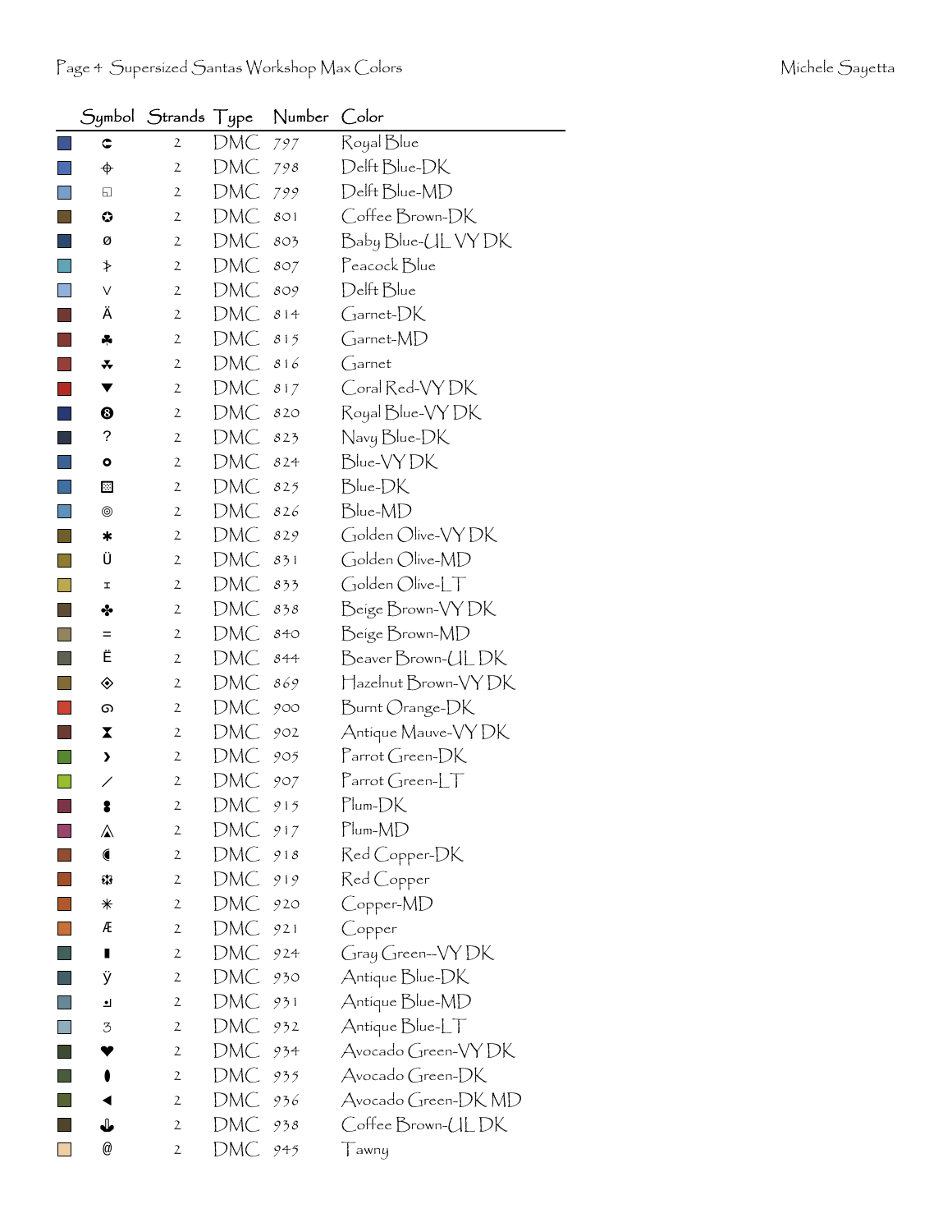| Symbol | Strands | Type | Number | Color |
|---|---|---|---|---|
| ⊂ | 2 | DMC | 797 | Royal Blue |
| ⌖ | 2 | DMC | 798 | Delft Blue-DK |
| ◱ | 2 | DMC | 799 | Delft Blue-MD |
| ✪ | 2 | DMC | 801 | Coffee Brown-DK |
| ø | 2 | DMC | 803 | Baby Blue-UL VY DK |
| ⊁ | 2 | DMC | 807 | Peacock Blue |
| ∨ | 2 | DMC | 809 | Delft Blue |
| Ä | 2 | DMC | 814 | Garnet-DK |
| ♣ | 2 | DMC | 815 | Garnet-MD |
| ⁂ | 2 | DMC | 816 | Garnet |
| ▼ | 2 | DMC | 817 | Coral Red-VY DK |
| ❽ | 2 | DMC | 820 | Royal Blue-VY DK |
| ? | 2 | DMC | 823 | Navy Blue-DK |
| o | 2 | DMC | 824 | Blue-VY DK |
| ▩ | 2 | DMC | 825 | Blue-DK |
| ◎ | 2 | DMC | 826 | Blue-MD |
| ✱ | 2 | DMC | 829 | Golden Olive-VY DK |
| Ü | 2 | DMC | 831 | Golden Olive-MD |
| ⌶ | 2 | DMC | 833 | Golden Olive-LT |
| ✤ | 2 | DMC | 838 | Beige Brown-VY DK |
| = | 2 | DMC | 840 | Beige Brown-MD |
| Ë | 2 | DMC | 844 | Beaver Brown-UL DK |
| ◈ | 2 | DMC | 869 | Hazelnut Brown-VY DK |
| ၈ | 2 | DMC | 900 | Burnt Orange-DK |
| ⧗ | 2 | DMC | 902 | Antique Mauve-VY DK |
| › | 2 | DMC | 905 | Parrot Green-DK |
| ⁄ | 2 | DMC | 907 | Parrot Green-LT |
| ⠇ | 2 | DMC | 915 | Plum-DK |
| ⚠ | 2 | DMC | 917 | Plum-MD |
| ◖ | 2 | DMC | 918 | Red Copper-DK |
| ❂ | 2 | DMC | 919 | Red Copper |
| ✳ | 2 | DMC | 920 | Copper-MD |
| Æ | 2 | DMC | 921 | Copper |
| ▮ | 2 | DMC | 924 | Gray Green--VY DK |
| ÿ | 2 | DMC | 930 | Antique Blue-DK |
| ↲ | 2 | DMC | 931 | Antique Blue-MD |
| ʒ | 2 | DMC | 932 | Antique Blue-LT |
| ❤ | 2 | DMC | 934 | Avocado Green-VY DK |
| ⬮ | 2 | DMC | 935 | Avocado Green-DK |
| ◀ | 2 | DMC | 936 | Avocado Green-DK MD |
| ⚓ | 2 | DMC | 938 | Coffee Brown-UL DK |
| @ | 2 | DMC | 945 | Tawny |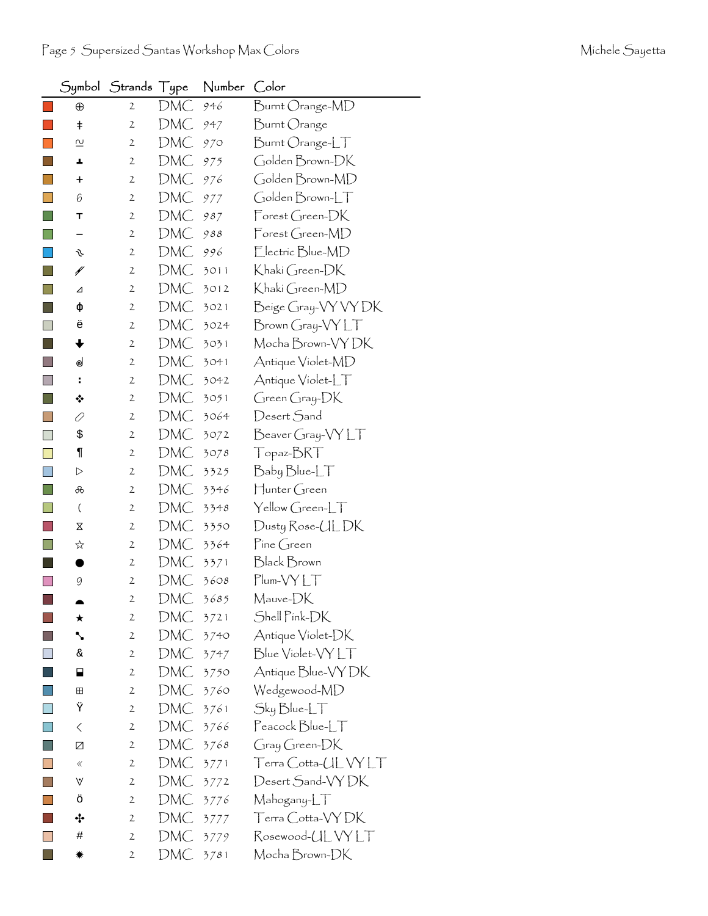| Symbol | Strands | Type | Number | Color |
| --- | --- | --- | --- | --- |
| ⊕ | 2 | DMC | 946 | Burnt Orange-MD |
| ǂ | 2 | DMC | 947 | Burnt Orange |
| ≈ | 2 | DMC | 970 | Burnt Orange-LT |
| ┻ | 2 | DMC | 975 | Golden Brown-DK |
| + | 2 | DMC | 976 | Golden Brown-MD |
| 6 | 2 | DMC | 977 | Golden Brown-LT |
| т | 2 | DMC | 987 | Forest Green-DK |
| – | 2 | DMC | 988 | Forest Green-MD |
| ঌ | 2 | DMC | 996 | Electric Blue-MD |
| ⫽ | 2 | DMC | 3011 | Khaki Green-DK |
| ⊿ | 2 | DMC | 3012 | Khaki Green-MD |
| ɸ | 2 | DMC | 3021 | Beige Gray-VY VY DK |
| ë | 2 | DMC | 3024 | Brown Gray-VY LT |
| 🡇 | 2 | DMC | 3031 | Mocha Brown-VY DK |
| ៰ | 2 | DMC | 3041 | Antique Violet-MD |
| : | 2 | DMC | 3042 | Antique Violet-LT |
| ❖ | 2 | DMC | 3051 | Green Gray-DK |
| ⬯ | 2 | DMC | 3064 | Desert Sand |
| $ | 2 | DMC | 3072 | Beaver Gray-VY LT |
| ¶ | 2 | DMC | 3078 | Topaz-BRT |
| ▷ | 2 | DMC | 3325 | Baby Blue-LT |
| ஃ | 2 | DMC | 3346 | Hunter Green |
| ( | 2 | DMC | 3348 | Yellow Green-LT |
| ⧖ | 2 | DMC | 3350 | Dusty Rose-UL DK |
| ☆ | 2 | DMC | 3364 | Pine Green |
| ● | 2 | DMC | 3371 | Black Brown |
| 9 | 2 | DMC | 3608 | Plum-VY LT |
| ◓ | 2 | DMC | 3685 | Mauve-DK |
| ★ | 2 | DMC | 3721 | Shell Pink-DK |
| ⬊ | 2 | DMC | 3740 | Antique Violet-DK |
| & | 2 | DMC | 3747 | Blue Violet-VY LT |
| ⬓ | 2 | DMC | 3750 | Antique Blue-VY DK |
| ⊞ | 2 | DMC | 3760 | Wedgewood-MD |
| Ÿ | 2 | DMC | 3761 | Sky Blue-LT |
| < | 2 | DMC | 3766 | Peacock Blue-LT |
| ⧄ | 2 | DMC | 3768 | Gray Green-DK |
| « | 2 | DMC | 3771 | Terra Cotta-UL VY LT |
| ⩛ | 2 | DMC | 3772 | Desert Sand-VY DK |
| ö | 2 | DMC | 3776 | Mahogany-LT |
| ✣ | 2 | DMC | 3777 | Terra Cotta-VY DK |
| # | 2 | DMC | 3779 | Rosewood-UL VY LT |
| ✹ | 2 | DMC | 3781 | Mocha Brown-DK |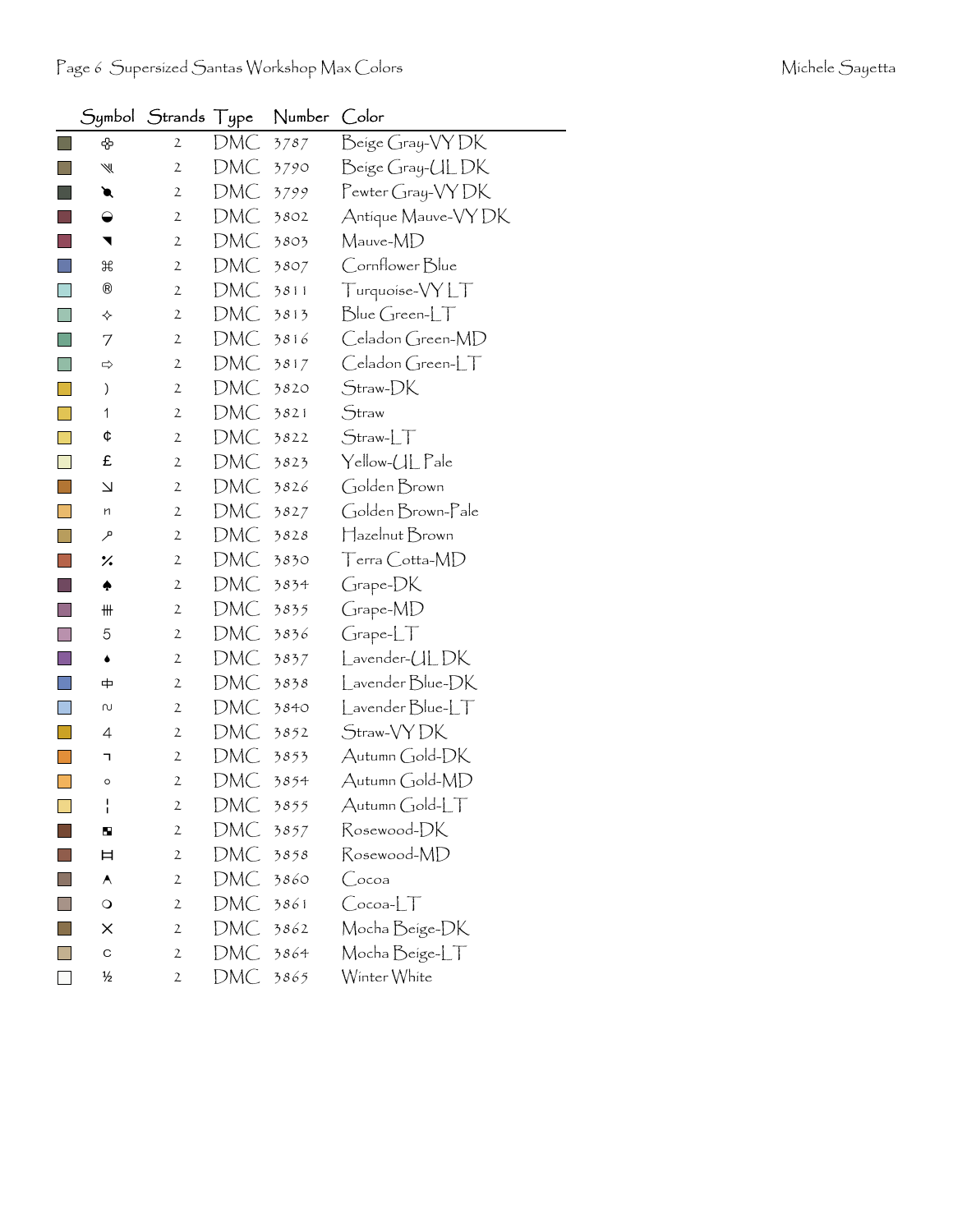| Symbol | Strands | Type | Number | Color |
|---|---|---|---|---|
| ✥ | 2 | DMC | 3787 | Beige Gray-VY DK |
| ⋙ | 2 | DMC | 3790 | Beige Gray-UL DK |
| ◣ | 2 | DMC | 3799 | Pewter Gray-VY DK |
| ◒ | 2 | DMC | 3802 | Antique Mauve-VY DK |
| ◥ | 2 | DMC | 3803 | Mauve-MD |
| ⌘ | 2 | DMC | 3807 | Cornflower Blue |
| ® | 2 | DMC | 3811 | Turquoise-VY LT |
| ✧ | 2 | DMC | 3813 | Blue Green-LT |
| 7 | 2 | DMC | 3816 | Celadon Green-MD |
| ⇨ | 2 | DMC | 3817 | Celadon Green-LT |
| ) | 2 | DMC | 3820 | Straw-DK |
| 1 | 2 | DMC | 3821 | Straw |
| ¢ | 2 | DMC | 3822 | Straw-LT |
| £ | 2 | DMC | 3823 | Yellow-UL Pale |
| ↘ | 2 | DMC | 3826 | Golden Brown |
| n | 2 | DMC | 3827 | Golden Brown-Pale |
| ⸙ | 2 | DMC | 3828 | Hazelnut Brown |
| ⁒ | 2 | DMC | 3830 | Terra Cotta-MD |
| ♠ | 2 | DMC | 3834 | Grape-DK |
| ⧺ | 2 | DMC | 3835 | Grape-MD |
| 5 | 2 | DMC | 3836 | Grape-LT |
| ● | 2 | DMC | 3837 | Lavender-UL DK |
| 中 | 2 | DMC | 3838 | Lavender Blue-DK |
| ≀ | 2 | DMC | 3840 | Lavender Blue-LT |
| 4 | 2 | DMC | 3852 | Straw-VY DK |
| ¬ | 2 | DMC | 3853 | Autumn Gold-DK |
| ∘ | 2 | DMC | 3854 | Autumn Gold-MD |
| ¦ | 2 | DMC | 3855 | Autumn Gold-LT |
| ◘ | 2 | DMC | 3857 | Rosewood-DK |
| ⌶ | 2 | DMC | 3858 | Rosewood-MD |
| ʌ | 2 | DMC | 3860 | Cocoa |
| ❍ | 2 | DMC | 3861 | Cocoa-LT |
| ✕ | 2 | DMC | 3862 | Mocha Beige-DK |
| c | 2 | DMC | 3864 | Mocha Beige-LT |
| ½ | 2 | DMC | 3865 | Winter White |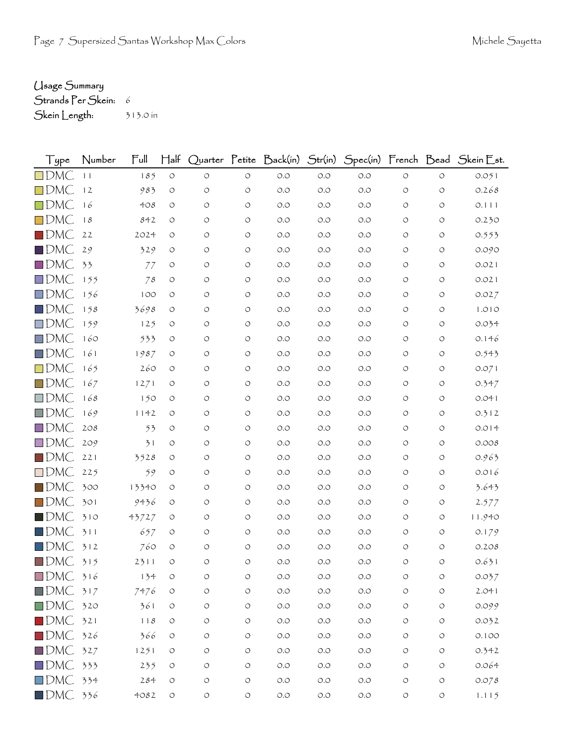Usage Summary
Strands Per Skein: 6
Skein Length: 313.0 in

| Type | Number | Full | Half | Quarter | Petite | Back(in) | Str(in) | Spec(in) | French | Bead | Skein Est. |
|---|---|---|---|---|---|---|---|---|---|---|---|
| DMC | 11 | 185 | 0 | 0 | 0 | 0.0 | 0.0 | 0.0 | 0 | 0 | 0.051 |
| DMC | 12 | 983 | 0 | 0 | 0 | 0.0 | 0.0 | 0.0 | 0 | 0 | 0.268 |
| DMC | 16 | 408 | 0 | 0 | 0 | 0.0 | 0.0 | 0.0 | 0 | 0 | 0.111 |
| DMC | 18 | 842 | 0 | 0 | 0 | 0.0 | 0.0 | 0.0 | 0 | 0 | 0.230 |
| DMC | 22 | 2024 | 0 | 0 | 0 | 0.0 | 0.0 | 0.0 | 0 | 0 | 0.553 |
| DMC | 29 | 329 | 0 | 0 | 0 | 0.0 | 0.0 | 0.0 | 0 | 0 | 0.090 |
| DMC | 33 | 77 | 0 | 0 | 0 | 0.0 | 0.0 | 0.0 | 0 | 0 | 0.021 |
| DMC | 155 | 78 | 0 | 0 | 0 | 0.0 | 0.0 | 0.0 | 0 | 0 | 0.021 |
| DMC | 156 | 100 | 0 | 0 | 0 | 0.0 | 0.0 | 0.0 | 0 | 0 | 0.027 |
| DMC | 158 | 3698 | 0 | 0 | 0 | 0.0 | 0.0 | 0.0 | 0 | 0 | 1.010 |
| DMC | 159 | 125 | 0 | 0 | 0 | 0.0 | 0.0 | 0.0 | 0 | 0 | 0.034 |
| DMC | 160 | 533 | 0 | 0 | 0 | 0.0 | 0.0 | 0.0 | 0 | 0 | 0.146 |
| DMC | 161 | 1987 | 0 | 0 | 0 | 0.0 | 0.0 | 0.0 | 0 | 0 | 0.543 |
| DMC | 165 | 260 | 0 | 0 | 0 | 0.0 | 0.0 | 0.0 | 0 | 0 | 0.071 |
| DMC | 167 | 1271 | 0 | 0 | 0 | 0.0 | 0.0 | 0.0 | 0 | 0 | 0.347 |
| DMC | 168 | 150 | 0 | 0 | 0 | 0.0 | 0.0 | 0.0 | 0 | 0 | 0.041 |
| DMC | 169 | 1142 | 0 | 0 | 0 | 0.0 | 0.0 | 0.0 | 0 | 0 | 0.312 |
| DMC | 208 | 53 | 0 | 0 | 0 | 0.0 | 0.0 | 0.0 | 0 | 0 | 0.014 |
| DMC | 209 | 31 | 0 | 0 | 0 | 0.0 | 0.0 | 0.0 | 0 | 0 | 0.008 |
| DMC | 221 | 3528 | 0 | 0 | 0 | 0.0 | 0.0 | 0.0 | 0 | 0 | 0.963 |
| DMC | 225 | 59 | 0 | 0 | 0 | 0.0 | 0.0 | 0.0 | 0 | 0 | 0.016 |
| DMC | 300 | 13340 | 0 | 0 | 0 | 0.0 | 0.0 | 0.0 | 0 | 0 | 3.643 |
| DMC | 301 | 9436 | 0 | 0 | 0 | 0.0 | 0.0 | 0.0 | 0 | 0 | 2.577 |
| DMC | 310 | 43727 | 0 | 0 | 0 | 0.0 | 0.0 | 0.0 | 0 | 0 | 11.940 |
| DMC | 311 | 657 | 0 | 0 | 0 | 0.0 | 0.0 | 0.0 | 0 | 0 | 0.179 |
| DMC | 312 | 760 | 0 | 0 | 0 | 0.0 | 0.0 | 0.0 | 0 | 0 | 0.208 |
| DMC | 315 | 2311 | 0 | 0 | 0 | 0.0 | 0.0 | 0.0 | 0 | 0 | 0.631 |
| DMC | 316 | 134 | 0 | 0 | 0 | 0.0 | 0.0 | 0.0 | 0 | 0 | 0.037 |
| DMC | 317 | 7476 | 0 | 0 | 0 | 0.0 | 0.0 | 0.0 | 0 | 0 | 2.041 |
| DMC | 320 | 361 | 0 | 0 | 0 | 0.0 | 0.0 | 0.0 | 0 | 0 | 0.099 |
| DMC | 321 | 118 | 0 | 0 | 0 | 0.0 | 0.0 | 0.0 | 0 | 0 | 0.032 |
| DMC | 326 | 366 | 0 | 0 | 0 | 0.0 | 0.0 | 0.0 | 0 | 0 | 0.100 |
| DMC | 327 | 1251 | 0 | 0 | 0 | 0.0 | 0.0 | 0.0 | 0 | 0 | 0.342 |
| DMC | 333 | 235 | 0 | 0 | 0 | 0.0 | 0.0 | 0.0 | 0 | 0 | 0.064 |
| DMC | 334 | 284 | 0 | 0 | 0 | 0.0 | 0.0 | 0.0 | 0 | 0 | 0.078 |
| DMC | 336 | 4082 | 0 | 0 | 0 | 0.0 | 0.0 | 0.0 | 0 | 0 | 1.115 |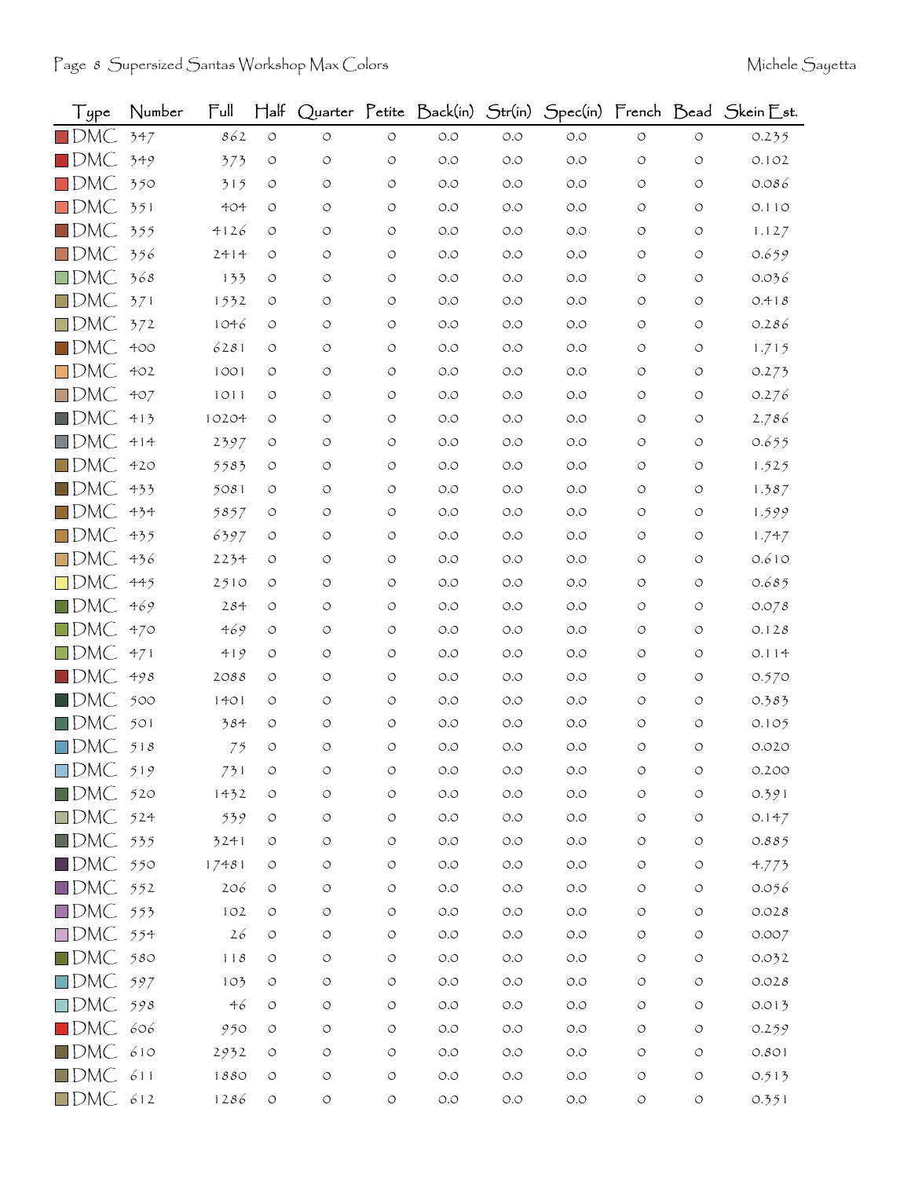| Type | Number | Full | Half | Quarter | Petite | Back(in) | Str(in) | Spec(in) | French | Bead | Skein Est. |
|---|---|---|---|---|---|---|---|---|---|---|---|
| DMC | 347 | 862 | 0 | 0 | 0 | 0.0 | 0.0 | 0.0 | 0 | 0 | 0.235 |
| DMC | 349 | 373 | 0 | 0 | 0 | 0.0 | 0.0 | 0.0 | 0 | 0 | 0.102 |
| DMC | 350 | 315 | 0 | 0 | 0 | 0.0 | 0.0 | 0.0 | 0 | 0 | 0.086 |
| DMC | 351 | 404 | 0 | 0 | 0 | 0.0 | 0.0 | 0.0 | 0 | 0 | 0.110 |
| DMC | 355 | 4126 | 0 | 0 | 0 | 0.0 | 0.0 | 0.0 | 0 | 0 | 1.127 |
| DMC | 356 | 2414 | 0 | 0 | 0 | 0.0 | 0.0 | 0.0 | 0 | 0 | 0.659 |
| DMC | 368 | 133 | 0 | 0 | 0 | 0.0 | 0.0 | 0.0 | 0 | 0 | 0.036 |
| DMC | 371 | 1532 | 0 | 0 | 0 | 0.0 | 0.0 | 0.0 | 0 | 0 | 0.418 |
| DMC | 372 | 1046 | 0 | 0 | 0 | 0.0 | 0.0 | 0.0 | 0 | 0 | 0.286 |
| DMC | 400 | 6281 | 0 | 0 | 0 | 0.0 | 0.0 | 0.0 | 0 | 0 | 1.715 |
| DMC | 402 | 1001 | 0 | 0 | 0 | 0.0 | 0.0 | 0.0 | 0 | 0 | 0.273 |
| DMC | 407 | 1011 | 0 | 0 | 0 | 0.0 | 0.0 | 0.0 | 0 | 0 | 0.276 |
| DMC | 413 | 10204 | 0 | 0 | 0 | 0.0 | 0.0 | 0.0 | 0 | 0 | 2.786 |
| DMC | 414 | 2397 | 0 | 0 | 0 | 0.0 | 0.0 | 0.0 | 0 | 0 | 0.655 |
| DMC | 420 | 5583 | 0 | 0 | 0 | 0.0 | 0.0 | 0.0 | 0 | 0 | 1.525 |
| DMC | 433 | 5081 | 0 | 0 | 0 | 0.0 | 0.0 | 0.0 | 0 | 0 | 1.387 |
| DMC | 434 | 5857 | 0 | 0 | 0 | 0.0 | 0.0 | 0.0 | 0 | 0 | 1.599 |
| DMC | 435 | 6397 | 0 | 0 | 0 | 0.0 | 0.0 | 0.0 | 0 | 0 | 1.747 |
| DMC | 436 | 2234 | 0 | 0 | 0 | 0.0 | 0.0 | 0.0 | 0 | 0 | 0.610 |
| DMC | 445 | 2510 | 0 | 0 | 0 | 0.0 | 0.0 | 0.0 | 0 | 0 | 0.685 |
| DMC | 469 | 284 | 0 | 0 | 0 | 0.0 | 0.0 | 0.0 | 0 | 0 | 0.078 |
| DMC | 470 | 469 | 0 | 0 | 0 | 0.0 | 0.0 | 0.0 | 0 | 0 | 0.128 |
| DMC | 471 | 419 | 0 | 0 | 0 | 0.0 | 0.0 | 0.0 | 0 | 0 | 0.114 |
| DMC | 498 | 2088 | 0 | 0 | 0 | 0.0 | 0.0 | 0.0 | 0 | 0 | 0.570 |
| DMC | 500 | 1401 | 0 | 0 | 0 | 0.0 | 0.0 | 0.0 | 0 | 0 | 0.383 |
| DMC | 501 | 384 | 0 | 0 | 0 | 0.0 | 0.0 | 0.0 | 0 | 0 | 0.105 |
| DMC | 518 | 75 | 0 | 0 | 0 | 0.0 | 0.0 | 0.0 | 0 | 0 | 0.020 |
| DMC | 519 | 731 | 0 | 0 | 0 | 0.0 | 0.0 | 0.0 | 0 | 0 | 0.200 |
| DMC | 520 | 1432 | 0 | 0 | 0 | 0.0 | 0.0 | 0.0 | 0 | 0 | 0.391 |
| DMC | 524 | 539 | 0 | 0 | 0 | 0.0 | 0.0 | 0.0 | 0 | 0 | 0.147 |
| DMC | 535 | 3241 | 0 | 0 | 0 | 0.0 | 0.0 | 0.0 | 0 | 0 | 0.885 |
| DMC | 550 | 17481 | 0 | 0 | 0 | 0.0 | 0.0 | 0.0 | 0 | 0 | 4.773 |
| DMC | 552 | 206 | 0 | 0 | 0 | 0.0 | 0.0 | 0.0 | 0 | 0 | 0.056 |
| DMC | 553 | 102 | 0 | 0 | 0 | 0.0 | 0.0 | 0.0 | 0 | 0 | 0.028 |
| DMC | 554 | 26 | 0 | 0 | 0 | 0.0 | 0.0 | 0.0 | 0 | 0 | 0.007 |
| DMC | 580 | 118 | 0 | 0 | 0 | 0.0 | 0.0 | 0.0 | 0 | 0 | 0.032 |
| DMC | 597 | 103 | 0 | 0 | 0 | 0.0 | 0.0 | 0.0 | 0 | 0 | 0.028 |
| DMC | 598 | 46 | 0 | 0 | 0 | 0.0 | 0.0 | 0.0 | 0 | 0 | 0.013 |
| DMC | 606 | 950 | 0 | 0 | 0 | 0.0 | 0.0 | 0.0 | 0 | 0 | 0.259 |
| DMC | 610 | 2932 | 0 | 0 | 0 | 0.0 | 0.0 | 0.0 | 0 | 0 | 0.801 |
| DMC | 611 | 1880 | 0 | 0 | 0 | 0.0 | 0.0 | 0.0 | 0 | 0 | 0.513 |
| DMC | 612 | 1286 | 0 | 0 | 0 | 0.0 | 0.0 | 0.0 | 0 | 0 | 0.351 |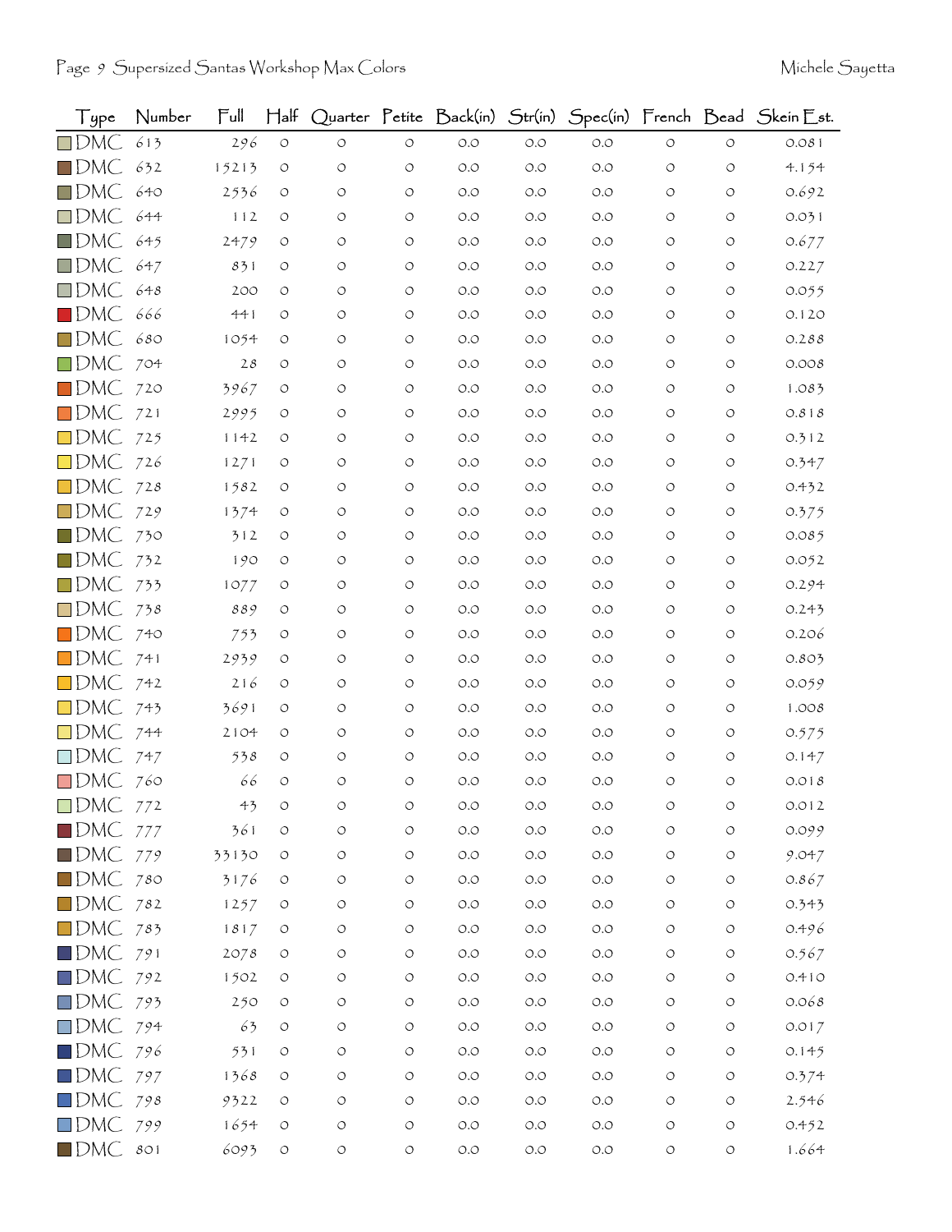| Type | Number | Full | Half | Quarter | Petite | Back(in) | Str(in) | Spec(in) | French | Bead | Skein Est. |
|---|---|---|---|---|---|---|---|---|---|---|---|
| DMC | 613 | 296 | 0 | 0 | 0 | 0.0 | 0.0 | 0.0 | 0 | 0 | 0.081 |
| DMC | 632 | 15213 | 0 | 0 | 0 | 0.0 | 0.0 | 0.0 | 0 | 0 | 4.154 |
| DMC | 640 | 2536 | 0 | 0 | 0 | 0.0 | 0.0 | 0.0 | 0 | 0 | 0.692 |
| DMC | 644 | 112 | 0 | 0 | 0 | 0.0 | 0.0 | 0.0 | 0 | 0 | 0.031 |
| DMC | 645 | 2479 | 0 | 0 | 0 | 0.0 | 0.0 | 0.0 | 0 | 0 | 0.677 |
| DMC | 647 | 831 | 0 | 0 | 0 | 0.0 | 0.0 | 0.0 | 0 | 0 | 0.227 |
| DMC | 648 | 200 | 0 | 0 | 0 | 0.0 | 0.0 | 0.0 | 0 | 0 | 0.055 |
| DMC | 666 | 441 | 0 | 0 | 0 | 0.0 | 0.0 | 0.0 | 0 | 0 | 0.120 |
| DMC | 680 | 1054 | 0 | 0 | 0 | 0.0 | 0.0 | 0.0 | 0 | 0 | 0.288 |
| DMC | 704 | 28 | 0 | 0 | 0 | 0.0 | 0.0 | 0.0 | 0 | 0 | 0.008 |
| DMC | 720 | 3967 | 0 | 0 | 0 | 0.0 | 0.0 | 0.0 | 0 | 0 | 1.083 |
| DMC | 721 | 2995 | 0 | 0 | 0 | 0.0 | 0.0 | 0.0 | 0 | 0 | 0.818 |
| DMC | 725 | 1142 | 0 | 0 | 0 | 0.0 | 0.0 | 0.0 | 0 | 0 | 0.312 |
| DMC | 726 | 1271 | 0 | 0 | 0 | 0.0 | 0.0 | 0.0 | 0 | 0 | 0.347 |
| DMC | 728 | 1582 | 0 | 0 | 0 | 0.0 | 0.0 | 0.0 | 0 | 0 | 0.432 |
| DMC | 729 | 1374 | 0 | 0 | 0 | 0.0 | 0.0 | 0.0 | 0 | 0 | 0.375 |
| DMC | 730 | 312 | 0 | 0 | 0 | 0.0 | 0.0 | 0.0 | 0 | 0 | 0.085 |
| DMC | 732 | 190 | 0 | 0 | 0 | 0.0 | 0.0 | 0.0 | 0 | 0 | 0.052 |
| DMC | 733 | 1077 | 0 | 0 | 0 | 0.0 | 0.0 | 0.0 | 0 | 0 | 0.294 |
| DMC | 738 | 889 | 0 | 0 | 0 | 0.0 | 0.0 | 0.0 | 0 | 0 | 0.243 |
| DMC | 740 | 753 | 0 | 0 | 0 | 0.0 | 0.0 | 0.0 | 0 | 0 | 0.206 |
| DMC | 741 | 2939 | 0 | 0 | 0 | 0.0 | 0.0 | 0.0 | 0 | 0 | 0.803 |
| DMC | 742 | 216 | 0 | 0 | 0 | 0.0 | 0.0 | 0.0 | 0 | 0 | 0.059 |
| DMC | 743 | 3691 | 0 | 0 | 0 | 0.0 | 0.0 | 0.0 | 0 | 0 | 1.008 |
| DMC | 744 | 2104 | 0 | 0 | 0 | 0.0 | 0.0 | 0.0 | 0 | 0 | 0.575 |
| DMC | 747 | 538 | 0 | 0 | 0 | 0.0 | 0.0 | 0.0 | 0 | 0 | 0.147 |
| DMC | 760 | 66 | 0 | 0 | 0 | 0.0 | 0.0 | 0.0 | 0 | 0 | 0.018 |
| DMC | 772 | 43 | 0 | 0 | 0 | 0.0 | 0.0 | 0.0 | 0 | 0 | 0.012 |
| DMC | 777 | 361 | 0 | 0 | 0 | 0.0 | 0.0 | 0.0 | 0 | 0 | 0.099 |
| DMC | 779 | 33130 | 0 | 0 | 0 | 0.0 | 0.0 | 0.0 | 0 | 0 | 9.047 |
| DMC | 780 | 3176 | 0 | 0 | 0 | 0.0 | 0.0 | 0.0 | 0 | 0 | 0.867 |
| DMC | 782 | 1257 | 0 | 0 | 0 | 0.0 | 0.0 | 0.0 | 0 | 0 | 0.343 |
| DMC | 783 | 1817 | 0 | 0 | 0 | 0.0 | 0.0 | 0.0 | 0 | 0 | 0.496 |
| DMC | 791 | 2078 | 0 | 0 | 0 | 0.0 | 0.0 | 0.0 | 0 | 0 | 0.567 |
| DMC | 792 | 1502 | 0 | 0 | 0 | 0.0 | 0.0 | 0.0 | 0 | 0 | 0.410 |
| DMC | 793 | 250 | 0 | 0 | 0 | 0.0 | 0.0 | 0.0 | 0 | 0 | 0.068 |
| DMC | 794 | 63 | 0 | 0 | 0 | 0.0 | 0.0 | 0.0 | 0 | 0 | 0.017 |
| DMC | 796 | 531 | 0 | 0 | 0 | 0.0 | 0.0 | 0.0 | 0 | 0 | 0.145 |
| DMC | 797 | 1368 | 0 | 0 | 0 | 0.0 | 0.0 | 0.0 | 0 | 0 | 0.374 |
| DMC | 798 | 9322 | 0 | 0 | 0 | 0.0 | 0.0 | 0.0 | 0 | 0 | 2.546 |
| DMC | 799 | 1654 | 0 | 0 | 0 | 0.0 | 0.0 | 0.0 | 0 | 0 | 0.452 |
| DMC | 801 | 6093 | 0 | 0 | 0 | 0.0 | 0.0 | 0.0 | 0 | 0 | 1.664 |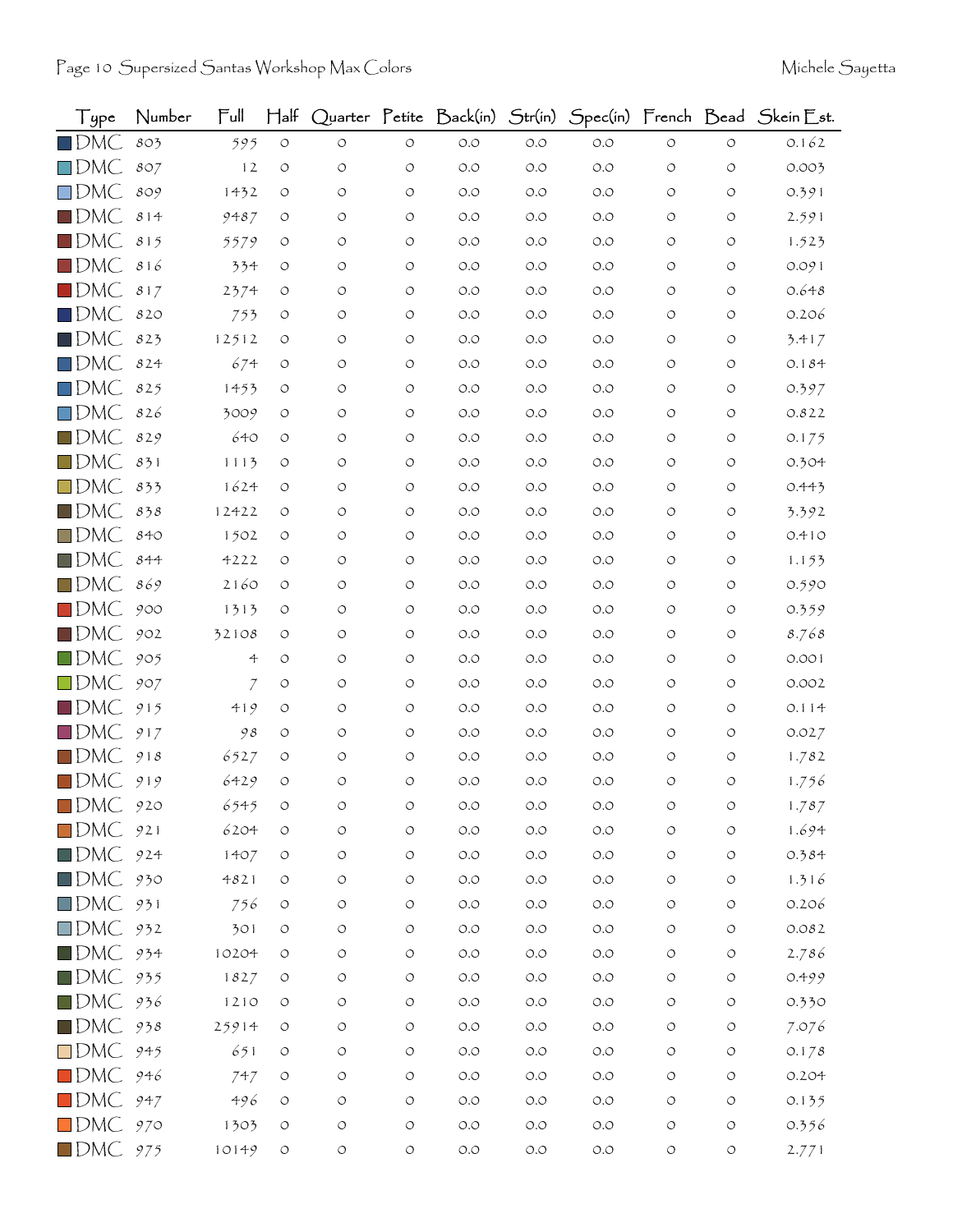| Type | Number | Full | Half | Quarter | Petite | Back(in) | Str(in) | Spec(in) | French | Bead | Skein Est. |
|---|---|---|---|---|---|---|---|---|---|---|---|
| DMC | 803 | 595 | 0 | 0 | 0 | 0.0 | 0.0 | 0.0 | 0 | 0 | 0.162 |
| DMC | 807 | 12 | 0 | 0 | 0 | 0.0 | 0.0 | 0.0 | 0 | 0 | 0.003 |
| DMC | 809 | 1432 | 0 | 0 | 0 | 0.0 | 0.0 | 0.0 | 0 | 0 | 0.391 |
| DMC | 814 | 9487 | 0 | 0 | 0 | 0.0 | 0.0 | 0.0 | 0 | 0 | 2.591 |
| DMC | 815 | 5579 | 0 | 0 | 0 | 0.0 | 0.0 | 0.0 | 0 | 0 | 1.523 |
| DMC | 816 | 334 | 0 | 0 | 0 | 0.0 | 0.0 | 0.0 | 0 | 0 | 0.091 |
| DMC | 817 | 2374 | 0 | 0 | 0 | 0.0 | 0.0 | 0.0 | 0 | 0 | 0.648 |
| DMC | 820 | 753 | 0 | 0 | 0 | 0.0 | 0.0 | 0.0 | 0 | 0 | 0.206 |
| DMC | 823 | 12512 | 0 | 0 | 0 | 0.0 | 0.0 | 0.0 | 0 | 0 | 3.417 |
| DMC | 824 | 674 | 0 | 0 | 0 | 0.0 | 0.0 | 0.0 | 0 | 0 | 0.184 |
| DMC | 825 | 1453 | 0 | 0 | 0 | 0.0 | 0.0 | 0.0 | 0 | 0 | 0.397 |
| DMC | 826 | 3009 | 0 | 0 | 0 | 0.0 | 0.0 | 0.0 | 0 | 0 | 0.822 |
| DMC | 829 | 640 | 0 | 0 | 0 | 0.0 | 0.0 | 0.0 | 0 | 0 | 0.175 |
| DMC | 831 | 1113 | 0 | 0 | 0 | 0.0 | 0.0 | 0.0 | 0 | 0 | 0.304 |
| DMC | 833 | 1624 | 0 | 0 | 0 | 0.0 | 0.0 | 0.0 | 0 | 0 | 0.443 |
| DMC | 838 | 12422 | 0 | 0 | 0 | 0.0 | 0.0 | 0.0 | 0 | 0 | 3.392 |
| DMC | 840 | 1502 | 0 | 0 | 0 | 0.0 | 0.0 | 0.0 | 0 | 0 | 0.410 |
| DMC | 844 | 4222 | 0 | 0 | 0 | 0.0 | 0.0 | 0.0 | 0 | 0 | 1.153 |
| DMC | 869 | 2160 | 0 | 0 | 0 | 0.0 | 0.0 | 0.0 | 0 | 0 | 0.590 |
| DMC | 900 | 1313 | 0 | 0 | 0 | 0.0 | 0.0 | 0.0 | 0 | 0 | 0.359 |
| DMC | 902 | 32108 | 0 | 0 | 0 | 0.0 | 0.0 | 0.0 | 0 | 0 | 8.768 |
| DMC | 905 | 4 | 0 | 0 | 0 | 0.0 | 0.0 | 0.0 | 0 | 0 | 0.001 |
| DMC | 907 | 7 | 0 | 0 | 0 | 0.0 | 0.0 | 0.0 | 0 | 0 | 0.002 |
| DMC | 915 | 419 | 0 | 0 | 0 | 0.0 | 0.0 | 0.0 | 0 | 0 | 0.114 |
| DMC | 917 | 98 | 0 | 0 | 0 | 0.0 | 0.0 | 0.0 | 0 | 0 | 0.027 |
| DMC | 918 | 6527 | 0 | 0 | 0 | 0.0 | 0.0 | 0.0 | 0 | 0 | 1.782 |
| DMC | 919 | 6429 | 0 | 0 | 0 | 0.0 | 0.0 | 0.0 | 0 | 0 | 1.756 |
| DMC | 920 | 6545 | 0 | 0 | 0 | 0.0 | 0.0 | 0.0 | 0 | 0 | 1.787 |
| DMC | 921 | 6204 | 0 | 0 | 0 | 0.0 | 0.0 | 0.0 | 0 | 0 | 1.694 |
| DMC | 924 | 1407 | 0 | 0 | 0 | 0.0 | 0.0 | 0.0 | 0 | 0 | 0.384 |
| DMC | 930 | 4821 | 0 | 0 | 0 | 0.0 | 0.0 | 0.0 | 0 | 0 | 1.316 |
| DMC | 931 | 756 | 0 | 0 | 0 | 0.0 | 0.0 | 0.0 | 0 | 0 | 0.206 |
| DMC | 932 | 301 | 0 | 0 | 0 | 0.0 | 0.0 | 0.0 | 0 | 0 | 0.082 |
| DMC | 934 | 10204 | 0 | 0 | 0 | 0.0 | 0.0 | 0.0 | 0 | 0 | 2.786 |
| DMC | 935 | 1827 | 0 | 0 | 0 | 0.0 | 0.0 | 0.0 | 0 | 0 | 0.499 |
| DMC | 936 | 1210 | 0 | 0 | 0 | 0.0 | 0.0 | 0.0 | 0 | 0 | 0.330 |
| DMC | 938 | 25914 | 0 | 0 | 0 | 0.0 | 0.0 | 0.0 | 0 | 0 | 7.076 |
| DMC | 945 | 651 | 0 | 0 | 0 | 0.0 | 0.0 | 0.0 | 0 | 0 | 0.178 |
| DMC | 946 | 747 | 0 | 0 | 0 | 0.0 | 0.0 | 0.0 | 0 | 0 | 0.204 |
| DMC | 947 | 496 | 0 | 0 | 0 | 0.0 | 0.0 | 0.0 | 0 | 0 | 0.135 |
| DMC | 970 | 1303 | 0 | 0 | 0 | 0.0 | 0.0 | 0.0 | 0 | 0 | 0.356 |
| DMC | 975 | 10149 | 0 | 0 | 0 | 0.0 | 0.0 | 0.0 | 0 | 0 | 2.771 |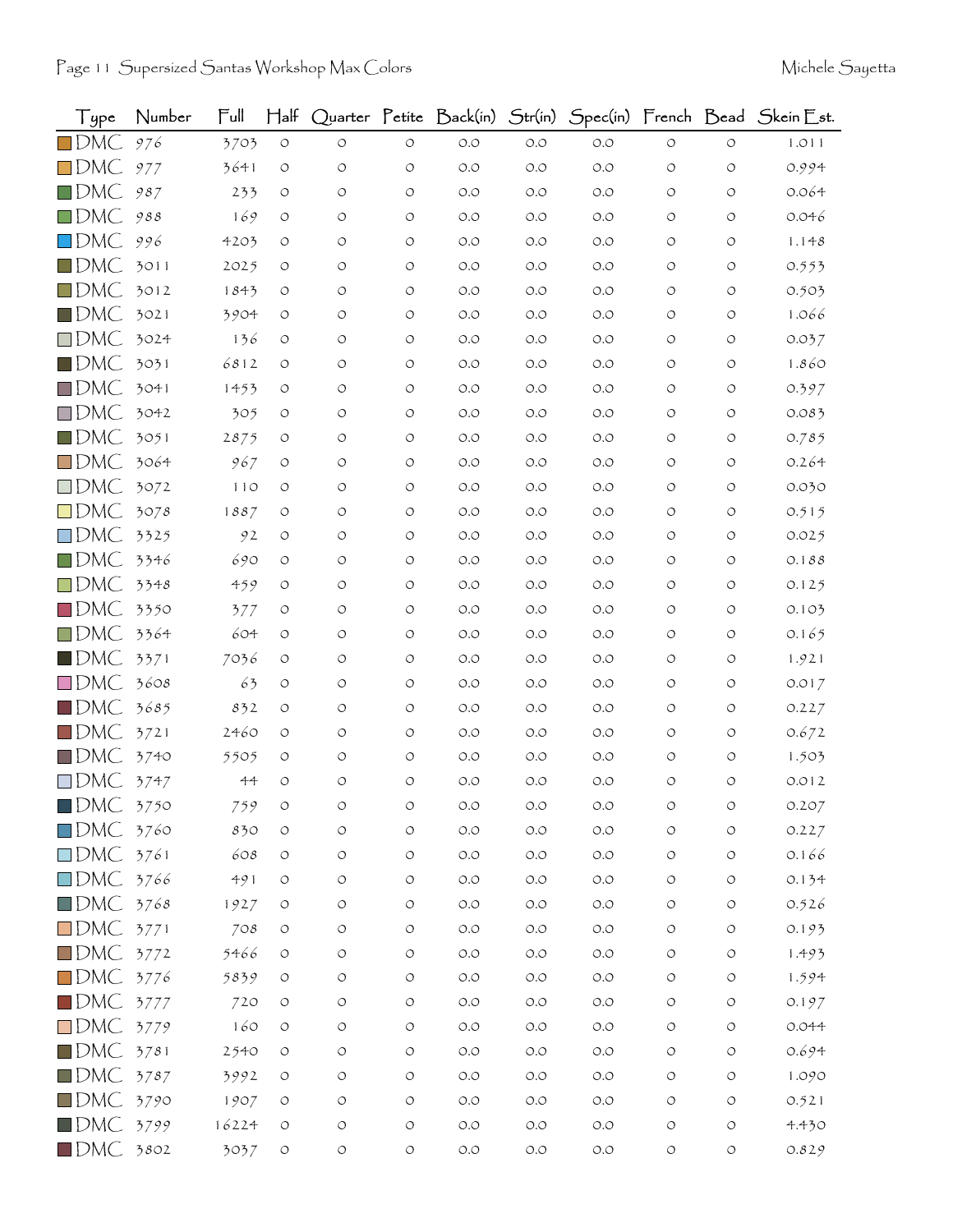| Type | Number | Full | Half | Quarter | Petite | Back(in) | Str(in) | Spec(in) | French | Bead | Skein Est. |
|---|---|---|---|---|---|---|---|---|---|---|---|
| DMC | 976 | 3703 | 0 | 0 | 0 | 0.0 | 0.0 | 0.0 | 0 | 0 | 1.011 |
| DMC | 977 | 3641 | 0 | 0 | 0 | 0.0 | 0.0 | 0.0 | 0 | 0 | 0.994 |
| DMC | 987 | 233 | 0 | 0 | 0 | 0.0 | 0.0 | 0.0 | 0 | 0 | 0.064 |
| DMC | 988 | 169 | 0 | 0 | 0 | 0.0 | 0.0 | 0.0 | 0 | 0 | 0.046 |
| DMC | 996 | 4203 | 0 | 0 | 0 | 0.0 | 0.0 | 0.0 | 0 | 0 | 1.148 |
| DMC | 3011 | 2025 | 0 | 0 | 0 | 0.0 | 0.0 | 0.0 | 0 | 0 | 0.553 |
| DMC | 3012 | 1843 | 0 | 0 | 0 | 0.0 | 0.0 | 0.0 | 0 | 0 | 0.503 |
| DMC | 3021 | 3904 | 0 | 0 | 0 | 0.0 | 0.0 | 0.0 | 0 | 0 | 1.066 |
| DMC | 3024 | 136 | 0 | 0 | 0 | 0.0 | 0.0 | 0.0 | 0 | 0 | 0.037 |
| DMC | 3031 | 6812 | 0 | 0 | 0 | 0.0 | 0.0 | 0.0 | 0 | 0 | 1.860 |
| DMC | 3041 | 1453 | 0 | 0 | 0 | 0.0 | 0.0 | 0.0 | 0 | 0 | 0.397 |
| DMC | 3042 | 305 | 0 | 0 | 0 | 0.0 | 0.0 | 0.0 | 0 | 0 | 0.083 |
| DMC | 3051 | 2875 | 0 | 0 | 0 | 0.0 | 0.0 | 0.0 | 0 | 0 | 0.785 |
| DMC | 3064 | 967 | 0 | 0 | 0 | 0.0 | 0.0 | 0.0 | 0 | 0 | 0.264 |
| DMC | 3072 | 110 | 0 | 0 | 0 | 0.0 | 0.0 | 0.0 | 0 | 0 | 0.030 |
| DMC | 3078 | 1887 | 0 | 0 | 0 | 0.0 | 0.0 | 0.0 | 0 | 0 | 0.515 |
| DMC | 3325 | 92 | 0 | 0 | 0 | 0.0 | 0.0 | 0.0 | 0 | 0 | 0.025 |
| DMC | 3346 | 690 | 0 | 0 | 0 | 0.0 | 0.0 | 0.0 | 0 | 0 | 0.188 |
| DMC | 3348 | 459 | 0 | 0 | 0 | 0.0 | 0.0 | 0.0 | 0 | 0 | 0.125 |
| DMC | 3350 | 377 | 0 | 0 | 0 | 0.0 | 0.0 | 0.0 | 0 | 0 | 0.103 |
| DMC | 3364 | 604 | 0 | 0 | 0 | 0.0 | 0.0 | 0.0 | 0 | 0 | 0.165 |
| DMC | 3371 | 7036 | 0 | 0 | 0 | 0.0 | 0.0 | 0.0 | 0 | 0 | 1.921 |
| DMC | 3608 | 63 | 0 | 0 | 0 | 0.0 | 0.0 | 0.0 | 0 | 0 | 0.017 |
| DMC | 3685 | 832 | 0 | 0 | 0 | 0.0 | 0.0 | 0.0 | 0 | 0 | 0.227 |
| DMC | 3721 | 2460 | 0 | 0 | 0 | 0.0 | 0.0 | 0.0 | 0 | 0 | 0.672 |
| DMC | 3740 | 5505 | 0 | 0 | 0 | 0.0 | 0.0 | 0.0 | 0 | 0 | 1.503 |
| DMC | 3747 | 44 | 0 | 0 | 0 | 0.0 | 0.0 | 0.0 | 0 | 0 | 0.012 |
| DMC | 3750 | 759 | 0 | 0 | 0 | 0.0 | 0.0 | 0.0 | 0 | 0 | 0.207 |
| DMC | 3760 | 830 | 0 | 0 | 0 | 0.0 | 0.0 | 0.0 | 0 | 0 | 0.227 |
| DMC | 3761 | 608 | 0 | 0 | 0 | 0.0 | 0.0 | 0.0 | 0 | 0 | 0.166 |
| DMC | 3766 | 491 | 0 | 0 | 0 | 0.0 | 0.0 | 0.0 | 0 | 0 | 0.134 |
| DMC | 3768 | 1927 | 0 | 0 | 0 | 0.0 | 0.0 | 0.0 | 0 | 0 | 0.526 |
| DMC | 3771 | 708 | 0 | 0 | 0 | 0.0 | 0.0 | 0.0 | 0 | 0 | 0.193 |
| DMC | 3772 | 5466 | 0 | 0 | 0 | 0.0 | 0.0 | 0.0 | 0 | 0 | 1.493 |
| DMC | 3776 | 5839 | 0 | 0 | 0 | 0.0 | 0.0 | 0.0 | 0 | 0 | 1.594 |
| DMC | 3777 | 720 | 0 | 0 | 0 | 0.0 | 0.0 | 0.0 | 0 | 0 | 0.197 |
| DMC | 3779 | 160 | 0 | 0 | 0 | 0.0 | 0.0 | 0.0 | 0 | 0 | 0.044 |
| DMC | 3781 | 2540 | 0 | 0 | 0 | 0.0 | 0.0 | 0.0 | 0 | 0 | 0.694 |
| DMC | 3787 | 3992 | 0 | 0 | 0 | 0.0 | 0.0 | 0.0 | 0 | 0 | 1.090 |
| DMC | 3790 | 1907 | 0 | 0 | 0 | 0.0 | 0.0 | 0.0 | 0 | 0 | 0.521 |
| DMC | 3799 | 16224 | 0 | 0 | 0 | 0.0 | 0.0 | 0.0 | 0 | 0 | 4.430 |
| DMC | 3802 | 3037 | 0 | 0 | 0 | 0.0 | 0.0 | 0.0 | 0 | 0 | 0.829 |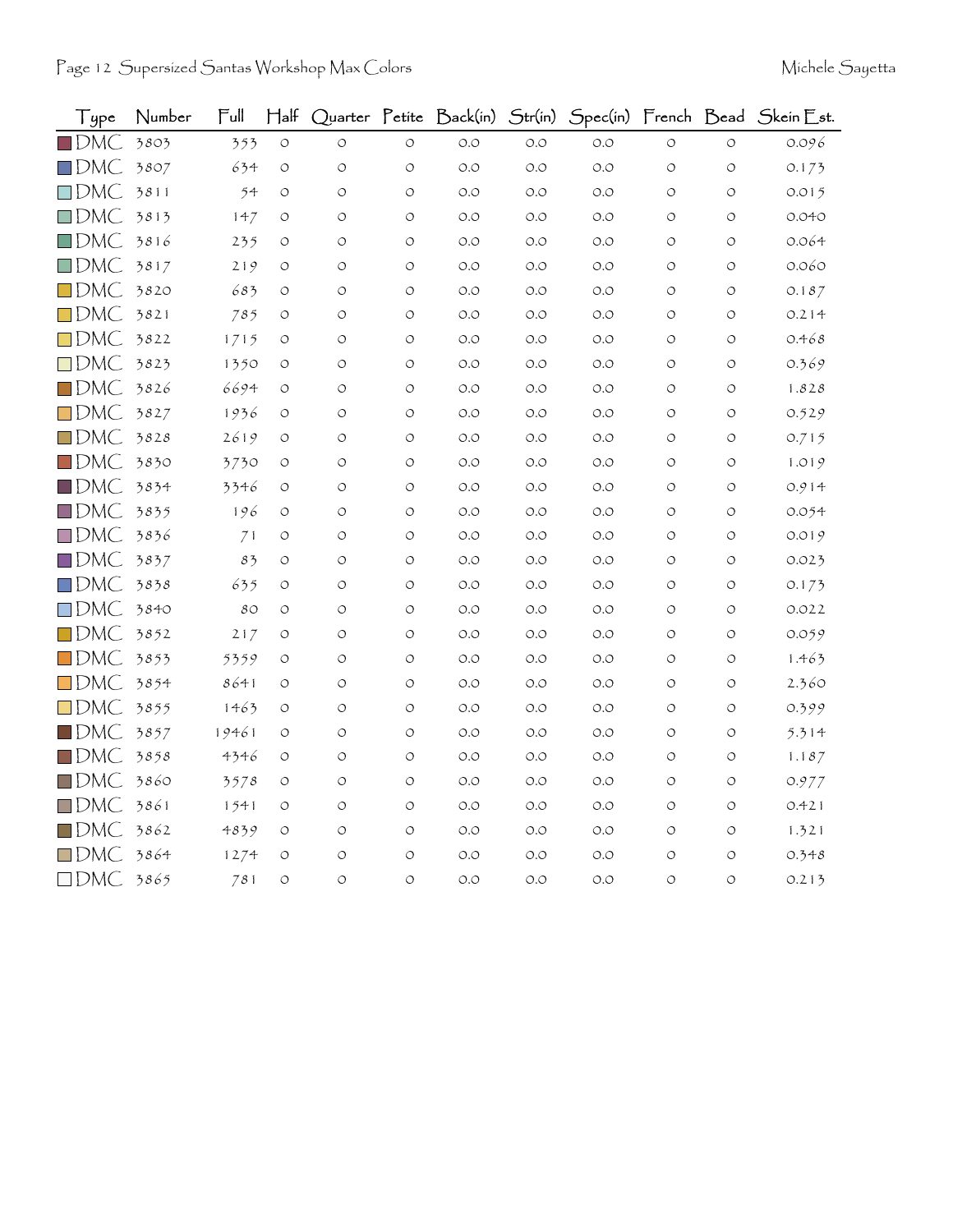| Type | Number | Full | Half | Quarter | Petite | Back(in) | Str(in) | Spec(in) | French | Bead | Skein Est. |
|---|---|---|---|---|---|---|---|---|---|---|---|
| DMC | 3803 | 353 | 0 | 0 | 0 | 0.0 | 0.0 | 0.0 | 0 | 0 | 0.096 |
| DMC | 3807 | 634 | 0 | 0 | 0 | 0.0 | 0.0 | 0.0 | 0 | 0 | 0.173 |
| DMC | 3811 | 54 | 0 | 0 | 0 | 0.0 | 0.0 | 0.0 | 0 | 0 | 0.015 |
| DMC | 3813 | 147 | 0 | 0 | 0 | 0.0 | 0.0 | 0.0 | 0 | 0 | 0.040 |
| DMC | 3816 | 235 | 0 | 0 | 0 | 0.0 | 0.0 | 0.0 | 0 | 0 | 0.064 |
| DMC | 3817 | 219 | 0 | 0 | 0 | 0.0 | 0.0 | 0.0 | 0 | 0 | 0.060 |
| DMC | 3820 | 683 | 0 | 0 | 0 | 0.0 | 0.0 | 0.0 | 0 | 0 | 0.187 |
| DMC | 3821 | 785 | 0 | 0 | 0 | 0.0 | 0.0 | 0.0 | 0 | 0 | 0.214 |
| DMC | 3822 | 1715 | 0 | 0 | 0 | 0.0 | 0.0 | 0.0 | 0 | 0 | 0.468 |
| DMC | 3823 | 1350 | 0 | 0 | 0 | 0.0 | 0.0 | 0.0 | 0 | 0 | 0.369 |
| DMC | 3826 | 6694 | 0 | 0 | 0 | 0.0 | 0.0 | 0.0 | 0 | 0 | 1.828 |
| DMC | 3827 | 1936 | 0 | 0 | 0 | 0.0 | 0.0 | 0.0 | 0 | 0 | 0.529 |
| DMC | 3828 | 2619 | 0 | 0 | 0 | 0.0 | 0.0 | 0.0 | 0 | 0 | 0.715 |
| DMC | 3830 | 3730 | 0 | 0 | 0 | 0.0 | 0.0 | 0.0 | 0 | 0 | 1.019 |
| DMC | 3834 | 3346 | 0 | 0 | 0 | 0.0 | 0.0 | 0.0 | 0 | 0 | 0.914 |
| DMC | 3835 | 196 | 0 | 0 | 0 | 0.0 | 0.0 | 0.0 | 0 | 0 | 0.054 |
| DMC | 3836 | 71 | 0 | 0 | 0 | 0.0 | 0.0 | 0.0 | 0 | 0 | 0.019 |
| DMC | 3837 | 83 | 0 | 0 | 0 | 0.0 | 0.0 | 0.0 | 0 | 0 | 0.023 |
| DMC | 3838 | 635 | 0 | 0 | 0 | 0.0 | 0.0 | 0.0 | 0 | 0 | 0.173 |
| DMC | 3840 | 80 | 0 | 0 | 0 | 0.0 | 0.0 | 0.0 | 0 | 0 | 0.022 |
| DMC | 3852 | 217 | 0 | 0 | 0 | 0.0 | 0.0 | 0.0 | 0 | 0 | 0.059 |
| DMC | 3853 | 5359 | 0 | 0 | 0 | 0.0 | 0.0 | 0.0 | 0 | 0 | 1.463 |
| DMC | 3854 | 8641 | 0 | 0 | 0 | 0.0 | 0.0 | 0.0 | 0 | 0 | 2.360 |
| DMC | 3855 | 1463 | 0 | 0 | 0 | 0.0 | 0.0 | 0.0 | 0 | 0 | 0.399 |
| DMC | 3857 | 19461 | 0 | 0 | 0 | 0.0 | 0.0 | 0.0 | 0 | 0 | 5.314 |
| DMC | 3858 | 4346 | 0 | 0 | 0 | 0.0 | 0.0 | 0.0 | 0 | 0 | 1.187 |
| DMC | 3860 | 3578 | 0 | 0 | 0 | 0.0 | 0.0 | 0.0 | 0 | 0 | 0.977 |
| DMC | 3861 | 1541 | 0 | 0 | 0 | 0.0 | 0.0 | 0.0 | 0 | 0 | 0.421 |
| DMC | 3862 | 4839 | 0 | 0 | 0 | 0.0 | 0.0 | 0.0 | 0 | 0 | 1.321 |
| DMC | 3864 | 1274 | 0 | 0 | 0 | 0.0 | 0.0 | 0.0 | 0 | 0 | 0.348 |
| DMC | 3865 | 781 | 0 | 0 | 0 | 0.0 | 0.0 | 0.0 | 0 | 0 | 0.213 |